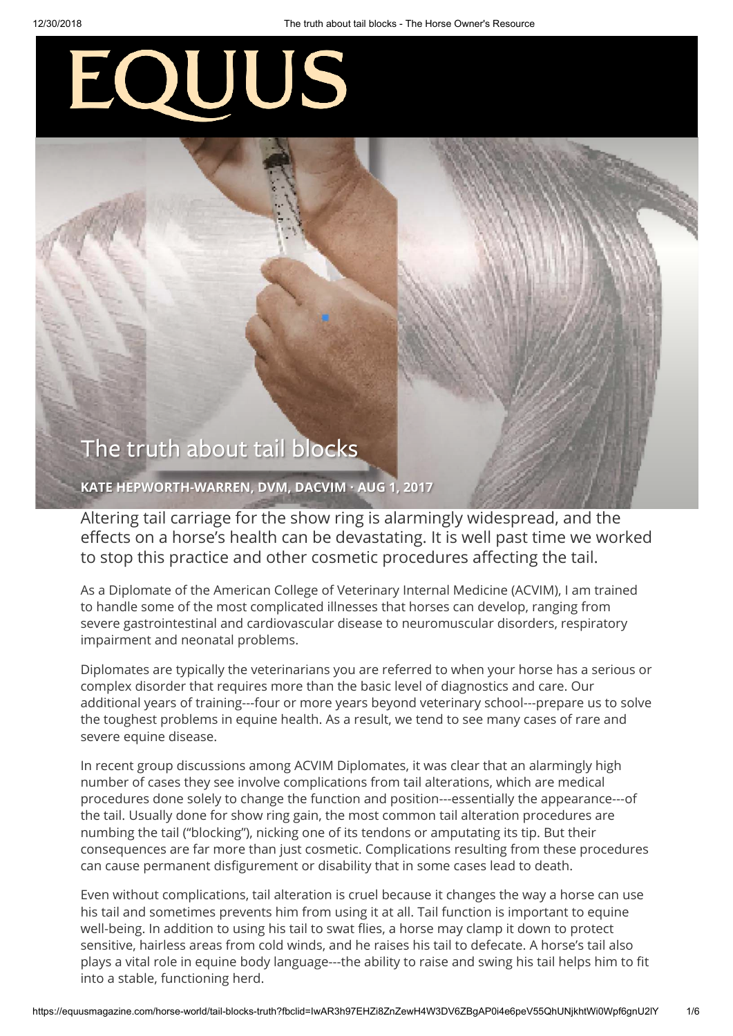# EQUUS

# The truth about tail blocks

**KATE HEPWORTH-WARREN, DVM, DACVIM · AUG 1, 2017**

Altering tail carriage for the show ring is alarmingly widespread, and the effects on a horse's health can be devastating. It is well past time we worked to stop this practice and other cosmetic procedures affecting the tail.

As a Diplomate of the American College of Veterinary Internal Medicine (ACVIM), I am trained to handle some of the most complicated illnesses that horses can develop, ranging from severe gastrointestinal and cardiovascular disease to neuromuscular disorders, respiratory impairment and neonatal problems.

Diplomates are typically the veterinarians you are referred to when your horse has a serious or complex disorder that requires more than the basic level of diagnostics and care. Our additional years of training---four or more years beyond veterinary school---prepare us to solve the toughest problems in equine health. As a result, we tend to see many cases of rare and severe equine disease.

In recent group discussions among ACVIM Diplomates, it was clear that an alarmingly high number of cases they see involve complications from tail alterations, which are medical procedures done solely to change the function and position---essentially the appearance---of the tail. Usually done for show ring gain, the most common tail alteration procedures are numbing the tail ("blocking"), nicking one of its tendons or amputating its tip. But their consequences are far more than just cosmetic. Complications resulting from these procedures can cause permanent disfigurement or disability that in some cases lead to death.

Even without complications, tail alteration is cruel because it changes the way a horse can use his tail and sometimes prevents him from using it at all. Tail function is important to equine well-being. In addition to using his tail to swat flies, a horse may clamp it down to protect sensitive, hairless areas from cold winds, and he raises his tail to defecate. A horse's tail also plays a vital role in equine body language---the ability to raise and swing his tail helps him to fit into a stable, functioning herd.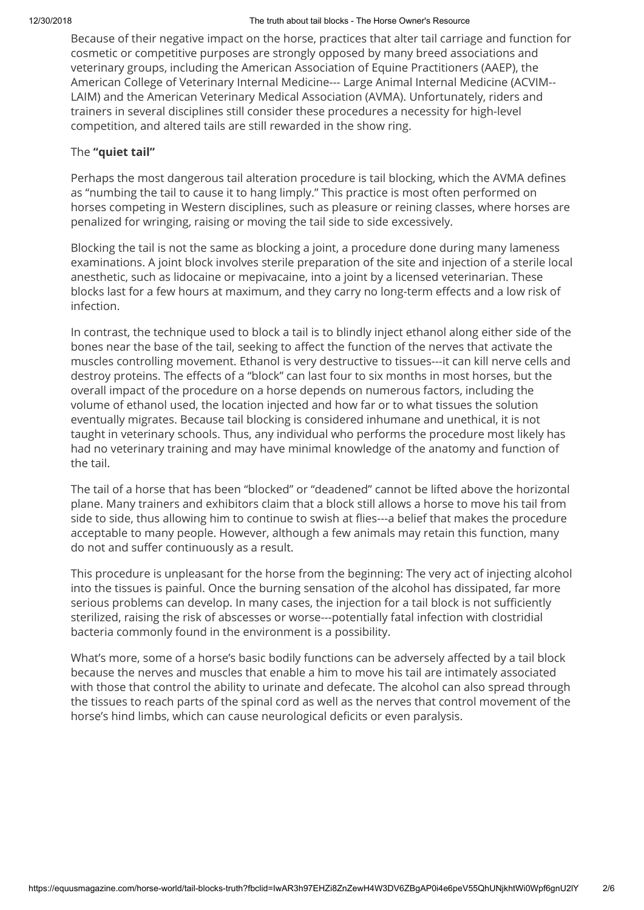Because of their negative impact on the horse, practices that alter tail carriage and function for cosmetic or competitive purposes are strongly opposed by many breed associations and veterinary groups, including the American Association of Equine Practitioners (AAEP), the American College of Veterinary Internal Medicine--- Large Animal Internal Medicine (ACVIM--LAIM) and the American Veterinary Medical Association (AVMA). Unfortunately, riders and trainers in several disciplines still consider these procedures a necessity for high-level competition, and altered tails are still rewarded in the show ring.

The **"quiet tail"**

Perhaps the most dangerous tail alteration procedure is tail blocking, which the AVMA defines as "numbing the tail to cause it to hang limply." This practice is most often performed on horses competing in Western disciplines, such as pleasure or reining classes, where horses are penalized for wringing, raising or moving the tail side to side excessively.

Blocking the tail is not the same as blocking a joint, a procedure done during many lameness examinations. A joint block involves sterile preparation of the site and injection of a sterile local anesthetic, such as lidocaine or mepivacaine, into a joint by a licensed veterinarian. These blocks last for a few hours at maximum, and they carry no long-term effects and a low risk of infection.

In contrast, the technique used to block a tail is to blindly inject ethanol along either side of the bones near the base of the tail, seeking to affect the function of the nerves that activate the muscles controlling movement. Ethanol is very destructive to tissues---it can kill nerve cells and destroy proteins. The effects of a "block" can last four to six months in most horses, but the overall impact of the procedure on a horse depends on numerous factors, including the volume of ethanol used, the location injected and how far or to what tissues the solution eventually migrates. Because tail blocking is considered inhumane and unethical, it is not taught in veterinary schools. Thus, any individual who performs the procedure most likely has had no veterinary training and may have minimal knowledge of the anatomy and function of the tail.

The tail of a horse that has been "blocked" or "deadened" cannot be lifted above the horizontal plane. Many trainers and exhibitors claim that a block still allows a horse to move his tail from side to side, thus allowing him to continue to swish at flies---a belief that makes the procedure acceptable to many people. However, although a few animals may retain this function, many do not and suffer continuously as a result.

This procedure is unpleasant for the horse from the beginning: The very act of injecting alcohol into the tissues is painful. Once the burning sensation of the alcohol has dissipated, far more serious problems can develop. In many cases, the injection for a tail block is not sufficiently sterilized, raising the risk of abscesses or worse---potentially fatal infection with clostridial bacteria commonly found in the environment is a possibility.

What's more, some of a horse's basic bodily functions can be adversely affected by a tail block because the nerves and muscles that enable a him to move his tail are intimately associated with those that control the ability to urinate and defecate. The alcohol can also spread through the tissues to reach parts of the spinal cord as well as the nerves that control movement of the horse's hind limbs, which can cause neurological deficits or even paralysis.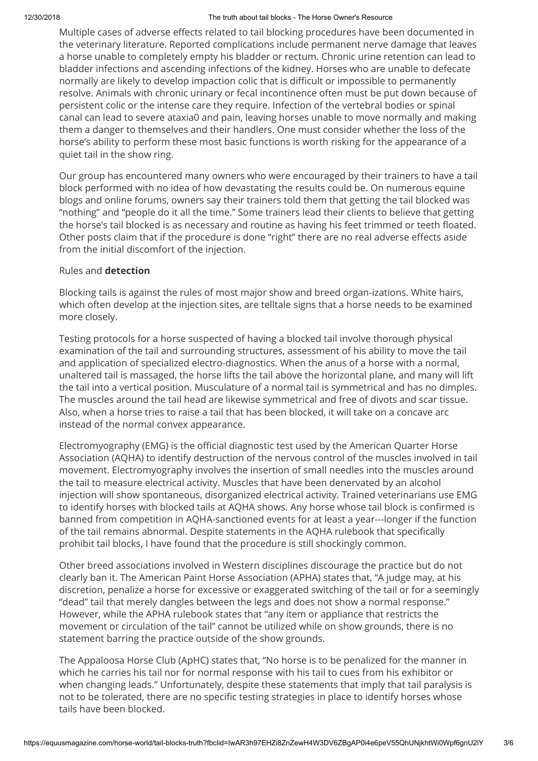Multiple cases of adverse effects related to tail blocking procedures have been documented in the veterinary literature. Reported complications include permanent nerve damage that leaves a horse unable to completely empty his bladder or rectum. Chronic urine retention can lead to bladder infections and ascending infections of the kidney. Horses who are unable to defecate normally are likely to develop impaction colic that is difficult or impossible to permanently resolve. Animals with chronic urinary or fecal incontinence often must be put down because of persistent colic or the intense care they require. Infection of the vertebral bodies or spinal canal can lead to severe ataxia0 and pain, leaving horses unable to move normally and making them a danger to themselves and their handlers. One must consider whether the loss of the horse's ability to perform these most basic functions is worth risking for the appearance of a quiet tail in the show ring.

Our group has encountered many owners who were encouraged by their trainers to have a tail block performed with no idea of how devastating the results could be. On numerous equine blogs and online forums, owners say their trainers told them that getting the tail blocked was "nothing" and "people do it all the time." Some trainers lead their clients to believe that getting the horse's tail blocked is as necessary and routine as having his feet trimmed or teeth floated. Other posts claim that if the procedure is done "right" there are no real adverse effects aside from the initial discomfort of the injection.

Rules and **detection**

Blocking tails is against the rules of most major show and breed organ-izations. White hairs, which often develop at the injection sites, are telltale signs that a horse needs to be examined more closely.

Testing protocols for a horse suspected of having a blocked tail involve thorough physical examination of the tail and surrounding structures, assessment of his ability to move the tail and application of specialized electro-diagnostics. When the anus of a horse with a normal, unaltered tail is massaged, the horse lifts the tail above the horizontal plane, and many will lift the tail into a vertical position. Musculature of a normal tail is symmetrical and has no dimples. The muscles around the tail head are likewise symmetrical and free of divots and scar tissue. Also, when a horse tries to raise a tail that has been blocked, it will take on a concave arc instead of the normal convex appearance.

Electromyography (EMG) is the official diagnostic test used by the American Quarter Horse Association (AQHA) to identify destruction of the nervous control of the muscles involved in tail movement. Electromyography involves the insertion of small needles into the muscles around the tail to measure electrical activity. Muscles that have been denervated by an alcohol injection will show spontaneous, disorganized electrical activity. Trained veterinarians use EMG to identify horses with blocked tails at AQHA shows. Any horse whose tail block is confirmed is banned from competition in AQHA-sanctioned events for at least a year---longer if the function of the tail remains abnormal. Despite statements in the AQHA rulebook that specifically prohibit tail blocks, I have found that the procedure is still shockingly common.

Other breed associations involved in Western disciplines discourage the practice but do not clearly ban it. The American Paint Horse Association (APHA) states that, "A judge may, at his discretion, penalize a horse for excessive or exaggerated switching of the tail or for a seemingly "dead" tail that merely dangles between the legs and does not show a normal response." However, while the APHA rulebook states that "any item or appliance that restricts the movement or circulation of the tail" cannot be utilized while on show grounds, there is no statement barring the practice outside of the show grounds.

The Appaloosa Horse Club (ApHC) states that, "No horse is to be penalized for the manner in which he carries his tail nor for normal response with his tail to cues from his exhibitor or when changing leads." Unfortunately, despite these statements that imply that tail paralysis is not to be tolerated, there are no specific testing strategies in place to identify horses whose tails have been blocked.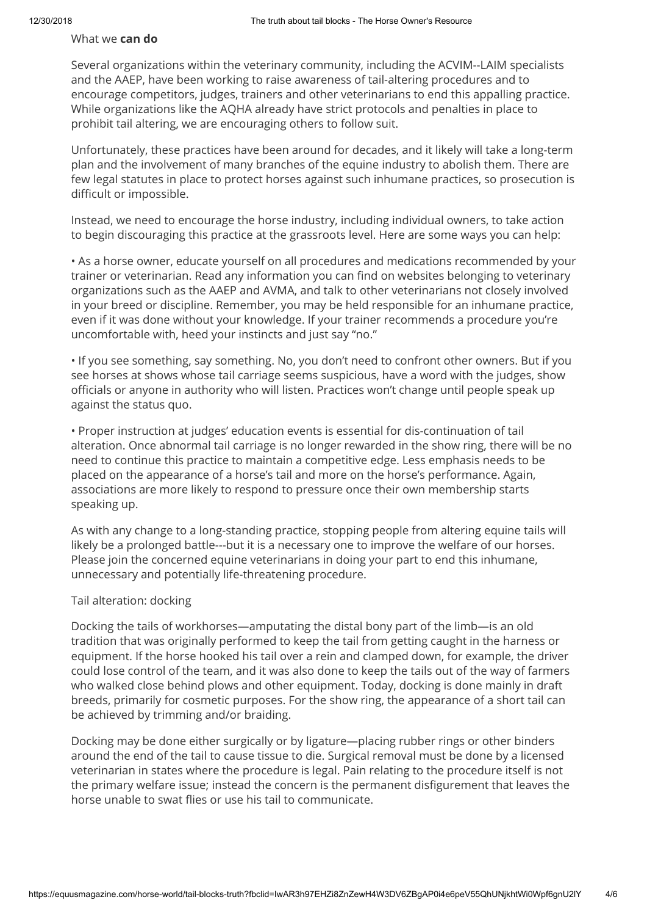What we **can do**

Several organizations within the veterinary community, including the ACVIM--LAIM specialists and the AAEP, have been working to raise awareness of tail-altering procedures and to encourage competitors, judges, trainers and other veterinarians to end this appalling practice. While organizations like the AQHA already have strict protocols and penalties in place to prohibit tail altering, we are encouraging others to follow suit.

Unfortunately, these practices have been around for decades, and it likely will take a long-term plan and the involvement of many branches of the equine industry to abolish them. There are few legal statutes in place to protect horses against such inhumane practices, so prosecution is difficult or impossible.

Instead, we need to encourage the horse industry, including individual owners, to take action to begin discouraging this practice at the grassroots level. Here are some ways you can help:

• As a horse owner, educate yourself on all procedures and medications recommended by your trainer or veterinarian. Read any information you can find on websites belonging to veterinary organizations such as the AAEP and AVMA, and talk to other veterinarians not closely involved in your breed or discipline. Remember, you may be held responsible for an inhumane practice, even if it was done without your knowledge. If your trainer recommends a procedure you're uncomfortable with, heed your instincts and just say "no."

• If you see something, say something. No, you don't need to confront other owners. But if you see horses at shows whose tail carriage seems suspicious, have a word with the judges, show officials or anyone in authority who will listen. Practices won't change until people speak up against the status quo.

• Proper instruction at judges' education events is essential for dis-continuation of tail alteration. Once abnormal tail carriage is no longer rewarded in the show ring, there will be no need to continue this practice to maintain a competitive edge. Less emphasis needs to be placed on the appearance of a horse's tail and more on the horse's performance. Again, associations are more likely to respond to pressure once their own membership starts speaking up.

As with any change to a long-standing practice, stopping people from altering equine tails will likely be a prolonged battle---but it is a necessary one to improve the welfare of our horses. Please join the concerned equine veterinarians in doing your part to end this inhumane, unnecessary and potentially life-threatening procedure.

Tail alteration: docking

Docking the tails of workhorses—amputating the distal bony part of the limb—is an old tradition that was originally performed to keep the tail from getting caught in the harness or equipment. If the horse hooked his tail over a rein and clamped down, for example, the driver could lose control of the team, and it was also done to keep the tails out of the way of farmers who walked close behind plows and other equipment. Today, docking is done mainly in draft breeds, primarily for cosmetic purposes. For the show ring, the appearance of a short tail can be achieved by trimming and/or braiding.

Docking may be done either surgically or by ligature—placing rubber rings or other binders around the end of the tail to cause tissue to die. Surgical removal must be done by a licensed veterinarian in states where the procedure is legal. Pain relating to the procedure itself is not the primary welfare issue; instead the concern is the permanent disfigurement that leaves the horse unable to swat flies or use his tail to communicate.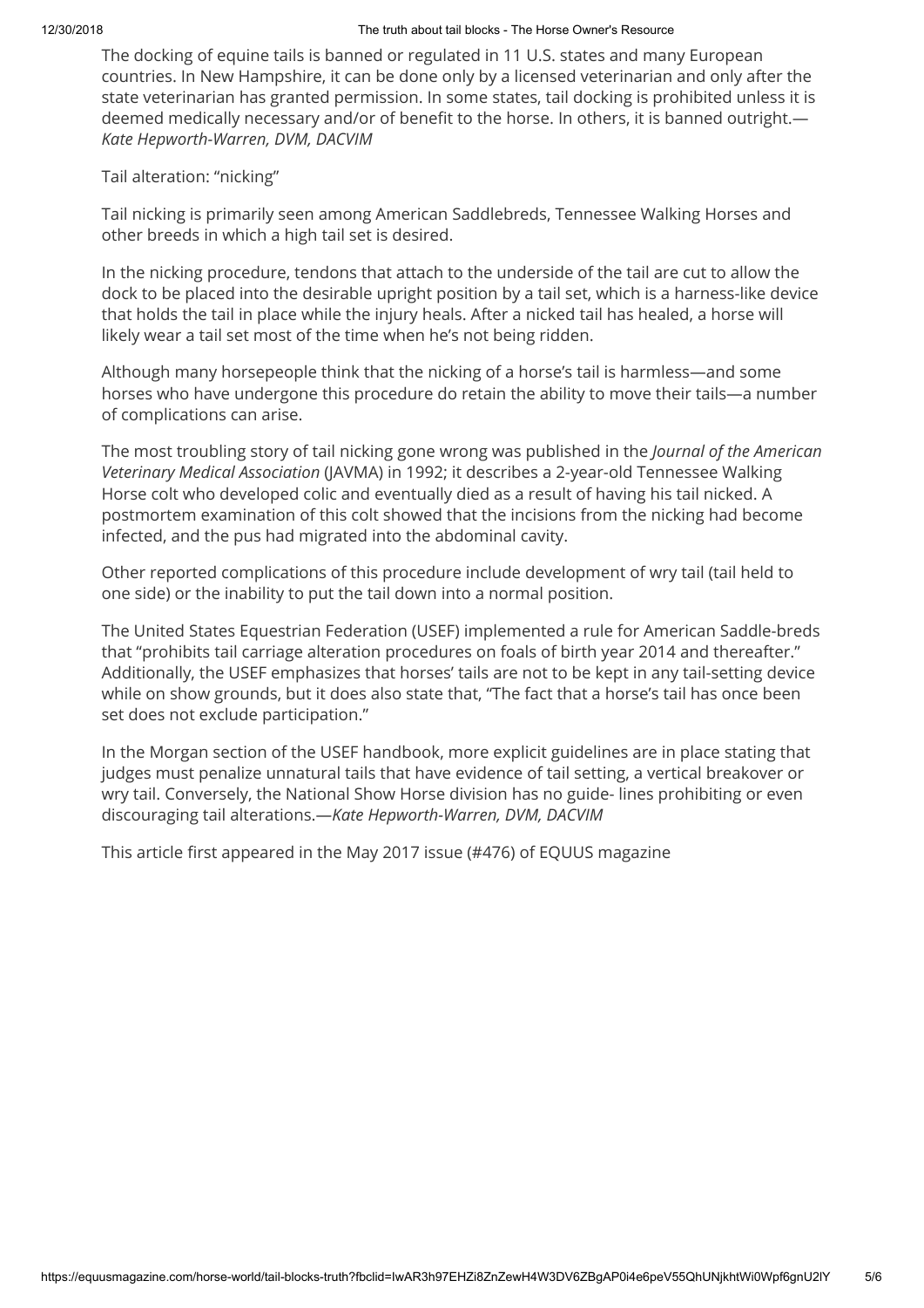The docking of equine tails is banned or regulated in 11 U.S. states and many European countries. In New Hampshire, it can be done only by a licensed veterinarian and only after the state veterinarian has granted permission. In some states, tail docking is prohibited unless it is deemed medically necessary and/or of benefit to the horse. In others, it is banned outright.—*Kate Hepworth-Warren, DVM, DACVIM*

Tail alteration: "nicking"

Tail nicking is primarily seen among American Saddlebreds, Tennessee Walking Horses and other breeds in which a high tail set is desired.

In the nicking procedure, tendons that attach to the underside of the tail are cut to allow the dock to be placed into the desirable upright position by a tail set, which is a harness-like device that holds the tail in place while the injury heals. After a nicked tail has healed, a horse will likely wear a tail set most of the time when he's not being ridden.

Although many horsepeople think that the nicking of a horse's tail is harmless—and some horses who have undergone this procedure do retain the ability to move their tails—a number of complications can arise.

The most troubling story of tail nicking gone wrong was published in the *Journal of the American Veterinary Medical Association* (JAVMA) in 1992; it describes a 2-year-old Tennessee Walking Horse colt who developed colic and eventually died as a result of having his tail nicked. A postmortem examination of this colt showed that the incisions from the nicking had become infected, and the pus had migrated into the abdominal cavity.

Other reported complications of this procedure include development of wry tail (tail held to one side) or the inability to put the tail down into a normal position.

The United States Equestrian Federation (USEF) implemented a rule for American Saddle-breds that "prohibits tail carriage alteration procedures on foals of birth year 2014 and thereafter." Additionally, the USEF emphasizes that horses' tails are not to be kept in any tail-setting device while on show grounds, but it does also state that, "The fact that a horse's tail has once been set does not exclude participation."

In the Morgan section of the USEF handbook, more explicit guidelines are in place stating that judges must penalize unnatural tails that have evidence of tail setting, a vertical breakover or wry tail. Conversely, the National Show Horse division has no guide- lines prohibiting or even discouraging tail alterations.—*Kate Hepworth-Warren, DVM, DACVIM*

This article first appeared in the May 2017 issue (#476) of EQUUS magazine